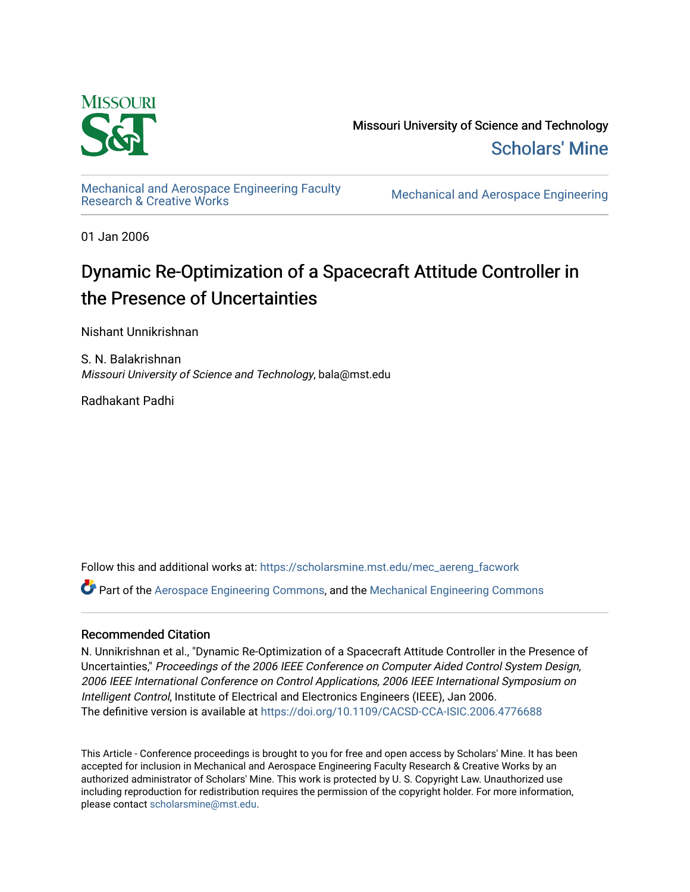Missouri University of Science and Technology

Scholars' Mine

Mechanical and Aerospace Engineering Faculty Research & Creative Works

Mechanical and Aerospace Engineering

01 Jan 2006

# Dynamic Re-Optimization of a Spacecraft Attitude Controller in the Presence of Uncertainties

Nishant Unnikrishnan

S. N. Balakrishnan
*Missouri University of Science and Technology*, bala@mst.edu

Radhakant Padhi

Follow this and additional works at: https://scholarsmine.mst.edu/mec_aereng_facwork

Part of the Aerospace Engineering Commons, and the Mechanical Engineering Commons

## Recommended Citation

N. Unnikrishnan et al., "Dynamic Re-Optimization of a Spacecraft Attitude Controller in the Presence of Uncertainties," *Proceedings of the 2006 IEEE Conference on Computer Aided Control System Design, 2006 IEEE International Conference on Control Applications, 2006 IEEE International Symposium on Intelligent Control*, Institute of Electrical and Electronics Engineers (IEEE), Jan 2006.
The definitive version is available at https://doi.org/10.1109/CACSD-CCA-ISIC.2006.4776688

This Article - Conference proceedings is brought to you for free and open access by Scholars' Mine. It has been accepted for inclusion in Mechanical and Aerospace Engineering Faculty Research & Creative Works by an authorized administrator of Scholars' Mine. This work is protected by U. S. Copyright Law. Unauthorized use including reproduction for redistribution requires the permission of the copyright holder. For more information, please contact scholarsmine@mst.edu.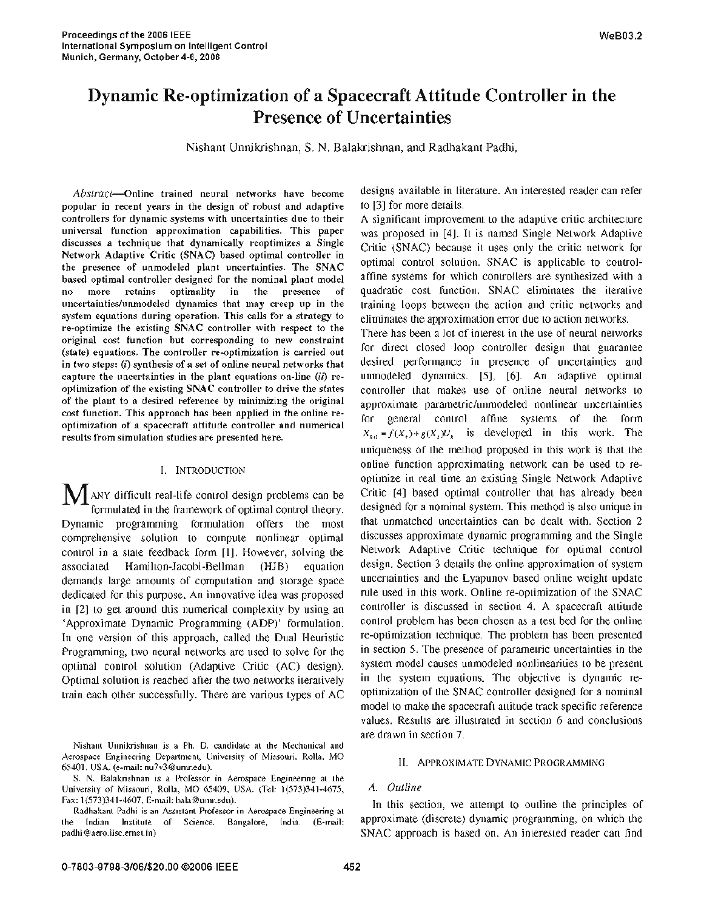# Dynamic Re-optimization of a Spacecraft Attitude Controller in the Presence of Uncertainties

Nishant Unnikrishnan, S. N. Balakrishnan, and Radhakant Padhi,

*Abstract*—Online trained neural networks have become popular in recent years in the design of robust and adaptive controllers for dynamic systems with uncertainties due to their universal function approximation capabilities. This paper discusses a technique that dynamically reoptimizes a Single Network Adaptive Critic (SNAC) based optimal controller in the presence of unmodeled plant uncertainties. The SNAC based optimal controller designed for the nominal plant model no more retains optimality in the presence of uncertainties/unmodeled dynamics that may creep up in the system equations during operation. This calls for a strategy to re-optimize the existing SNAC controller with respect to the original cost function but corresponding to new constraint (state) equations. The controller re-optimization is carried out in two steps: (*i*) synthesis of a set of online neural networks that capture the uncertainties in the plant equations on-line (*ii*) re-optimization of the existing SNAC controller to drive the states of the plant to a desired reference by minimizing the original cost function. This approach has been applied in the online re-optimization of a spacecraft attitude controller and numerical results from simulation studies are presented here.

## I. Introduction

Many difficult real-life control design problems can be formulated in the framework of optimal control theory. Dynamic programming formulation offers the most comprehensive solution to compute nonlinear optimal control in a state feedback form [1]. However, solving the associated Hamilton-Jacobi-Bellman (HJB) equation demands large amounts of computation and storage space dedicated for this purpose. An innovative idea was proposed in [2] to get around this numerical complexity by using an 'Approximate Dynamic Programming (ADP)' formulation. In one version of this approach, called the Dual Heuristic Programming, two neural networks are used to solve for the optimal control solution (Adaptive Critic (AC) design). Optimal solution is reached after the two networks iteratively train each other successfully. There are various types of AC designs available in literature. An interested reader can refer to [3] for more details.

A significant improvement to the adaptive critic architecture was proposed in [4]. It is named Single Network Adaptive Critic (SNAC) because it uses only the critic network for optimal control solution. SNAC is applicable to control-affine systems for which controllers are synthesized with a quadratic cost function. SNAC eliminates the iterative training loops between the action and critic networks and eliminates the approximation error due to action networks.

There has been a lot of interest in the use of neural networks for direct closed loop controller design that guarantee desired performance in presence of uncertainties and unmodeled dynamics. [5], [6]. An adaptive optimal controller that makes use of online neural networks to approximate parametric/unmodeled nonlinear uncertainties for general control affine systems of the form $X_{k+1} = f(X_k) + g(X_k)U_k$ is developed in this work. The uniqueness of the method proposed in this work is that the online function approximating network can be used to re-optimize in real time an existing Single Network Adaptive Critic [4] based optimal controller that has already been designed for a nominal system. This method is also unique in that unmatched uncertainties can be dealt with. Section 2 discusses approximate dynamic programming and the Single Network Adaptive Critic technique for optimal control design. Section 3 details the online approximation of system uncertainties and the Lyapunov based online weight update rule used in this work. Online re-optimization of the SNAC controller is discussed in section 4. A spacecraft attitude control problem has been chosen as a test bed for the online re-optimization technique. The problem has been presented in section 5. The presence of parametric uncertainties in the system model causes unmodeled nonlinearities to be present in the system equations. The objective is dynamic re-optimization of the SNAC controller designed for a nominal model to make the spacecraft attitude track specific reference values. Results are illustrated in section 6 and conclusions are drawn in section 7.

## II. Approximate Dynamic Programming

### A. Outline

In this section, we attempt to outline the principles of approximate (discrete) dynamic programming, on which the SNAC approach is based on. An interested reader can find

---

Nishant Unnikrishnan is a Ph. D. candidate at the Mechanical and Aerospace Engineering Department, University of Missouri, Rolla, MO 65401, USA. (e-mail: nu7v3@umr.edu).

S. N. Balakrishnan is a Professor in Aerospace Engineering at the University of Missouri, Rolla, MO 65409, USA. (Tel: 1(573)341-4675, Fax: 1(573)341-4607, E-mail: bala@umr.edu).

Radhakant Padhi is an Assistant Professor in Aerospace Engineering at the Indian Institute of Science, Bangalore, India. (E-mail: padhi@aero.iisc.ernet.in)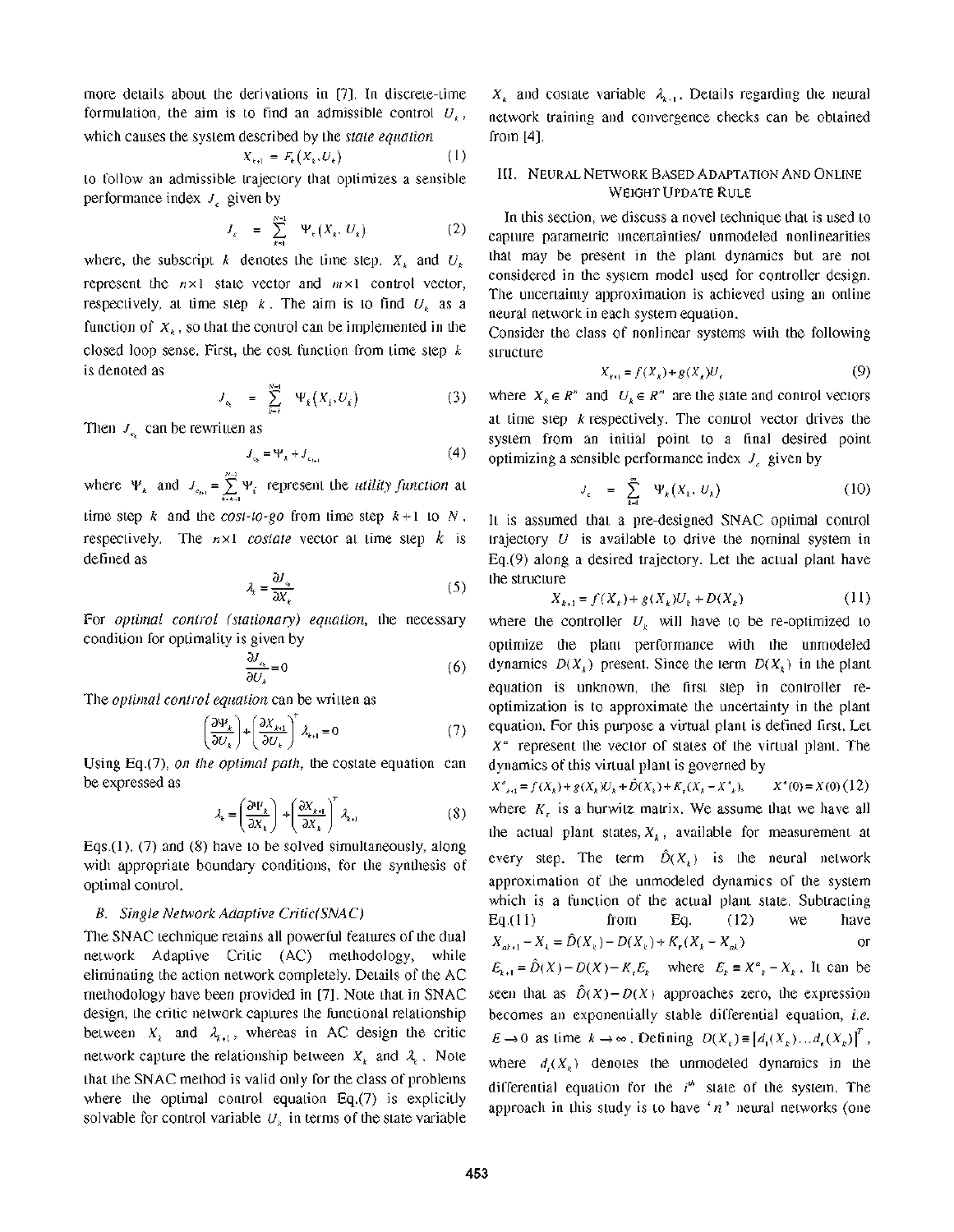more details about the derivations in [7]. In discrete-time formulation, the aim is to find an admissible control $U_k$, which causes the system described by the *state equation*

$$X_{k+1} = F_k(X_k, U_k) \tag{1}$$

to follow an admissible trajectory that optimizes a sensible performance index $J_c$ given by

$$J_c = \sum_{k=1}^{N-1} \Psi_k(X_k, U_k) \tag{2}$$

where, the subscript $k$ denotes the time step. $X_k$ and $U_k$ represent the $n\times1$ state vector and $m\times1$ control vector, respectively, at time step $k$. The aim is to find $U_k$ as a function of $X_k$, so that the control can be implemented in the closed loop sense. First, the cost function from time step $k$ is denoted as

$$J_{c_k} = \sum_{\bar{k}=k}^{N-1} \Psi_{\bar{k}}(X_{\bar{k}}, U_{\bar{k}}) \tag{3}$$

Then $J_{c_k}$ can be rewritten as

$$J_{c_k} = \Psi_k + J_{c_{k+1}} \tag{4}$$

where $\Psi_k$ and $J_{c_{k+1}} = \sum_{\bar{k}=k+1}^{N-1} \Psi_{\bar{k}}$ represent the *utility function* at time step $k$ and the *cost-to-go* from time step $k+1$ to $N$, respectively. The $n\times1$ *costate* vector at time step $k$ is defined as

$$\lambda_k = \frac{\partial J_{c_k}}{\partial X_k} \tag{5}$$

For *optimal control (stationary) equation*, the necessary condition for optimality is given by

$$\frac{\partial J_{c_k}}{\partial U_k} = 0 \tag{6}$$

The *optimal control equation* can be written as

$$\left(\frac{\partial \Psi_k}{\partial U_k}\right) + \left(\frac{\partial X_{k+1}}{\partial U_k}\right)^T \lambda_{k+1} = 0 \tag{7}$$

Using Eq.(7), *on the optimal path*, the costate equation can be expressed as

$$\lambda_k = \left(\frac{\partial \Psi_k}{\partial X_k}\right) + \left(\frac{\partial X_{k+1}}{\partial X_k}\right)^T \lambda_{k+1} \tag{8}$$

Eqs.(1), (7) and (8) have to be solved simultaneously, along with appropriate boundary conditions, for the synthesis of optimal control.

### *B. Single Network Adaptive Critic(SNAC)*

The SNAC technique retains all powerful features of the dual network Adaptive Critic (AC) methodology, while eliminating the action network completely. Details of the AC methodology have been provided in [7]. Note that in SNAC design, the critic network captures the functional relationship between $X_k$ and $\lambda_{k+1}$, whereas in AC design the critic network capture the relationship between $X_k$ and $\lambda_k$. Note that the SNAC method is valid only for the class of problems where the optimal control equation Eq.(7) is explicitly solvable for control variable $U_k$ in terms of the state variable $X_k$ and costate variable $\lambda_{k+1}$. Details regarding the neural network training and convergence checks can be obtained from [4].

## III. Neural Network Based Adaptation And Online Weight Update Rule

In this section, we discuss a novel technique that is used to capture parametric uncertainties/ unmodeled nonlinearities that may be present in the plant dynamics but are not considered in the system model used for controller design. The uncertainty approximation is achieved using an online neural network in each system equation.

Consider the class of nonlinear systems with the following structure

$$X_{k+1} = f(X_k) + g(X_k)U_k \tag{9}$$

where $X_k \in R^n$ and $U_k \in R^m$ are the state and control vectors at time step $k$ respectively. The control vector drives the system from an initial point to a final desired point optimizing a sensible performance index $J_c$ given by

$$J_c = \sum_{k=1}^{\infty} \Psi_k(X_k, U_k) \tag{10}$$

It is assumed that a pre-designed SNAC optimal control trajectory $U$ is available to drive the nominal system in Eq.(9) along a desired trajectory. Let the actual plant have the structure

$$X_{k+1} = f(X_k) + g(X_k)U_k + D(X_k) \tag{11}$$

where the controller $U_k$ will have to be re-optimized to optimize the plant performance with the unmodeled dynamics $D(X_k)$ present. Since the term $D(X_k)$ in the plant equation is unknown, the first step in controller re-optimization is to approximate the uncertainty in the plant equation. For this purpose a virtual plant is defined first. Let $X^a$ represent the vector of states of the virtual plant. The dynamics of this virtual plant is governed by

$$X^a_{k+1} = f(X_k) + g(X_k)U_k + \hat{D}(X_k) + K_r(X_k - X^a_k), \qquad X^a(0) = X(0) \tag{12}$$

where $K_r$ is a hurwitz matrix. We assume that we have all the actual plant states, $X_k$, available for measurement at every step. The term $\hat{D}(X_k)$ is the neural network approximation of the unmodeled dynamics of the system which is a function of the actual plant state. Subtracting Eq.(11) from Eq. (12) we have $X_{ak+1} - X_k = \hat{D}(X_k) - D(X_k) + K_r(X_k - X_{ak})$ or $E_{k+1} = \hat{D}(X) - D(X) - K_r E_k$ where $E_k \equiv X^a_k - X_k$. It can be seen that as $\hat{D}(X) - D(X)$ approaches zero, the expression becomes an exponentially stable differential equation, *i.e.* $E \to 0$ as time $k \to \infty$. Defining $D(X_k) \equiv [d_1(X_k) \ldots d_n(X_k)]^T$, where $d_i(X_k)$ denotes the unmodeled dynamics in the differential equation for the $i^{th}$ state of the system. The approach in this study is to have '$n$' neural networks (one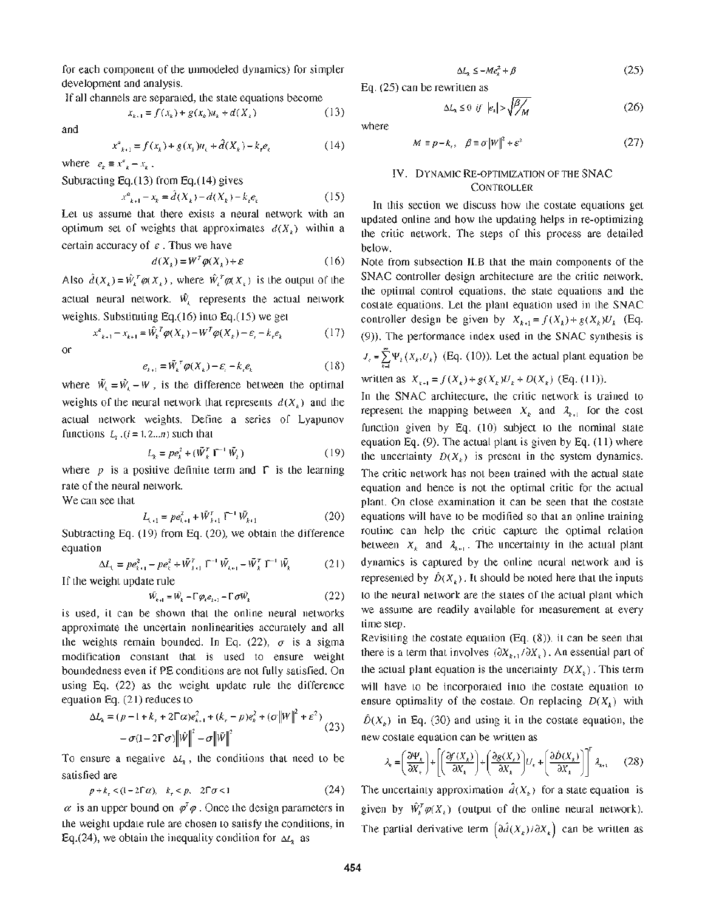for each component of the unmodeled dynamics) for simpler development and analysis.

If all channels are separated, the state equations become

$$x_{k+1} = f(x_k) + g(x_k)u_k + d(X_k) \tag{13}$$

and

$$x^a_{k+1} = f(x_k) + g(x_k)u_k + \hat{d}(X_k) - k_e e_k \tag{14}$$

where $e_k \equiv x^a_k - x_k$.

Subtracting Eq.(13) from Eq.(14) gives

$$x^a_{k+1} - x_k = \hat{d}(X_k) - d(X_k) - k_e e_k \tag{15}$$

Let us assume that there exists a neural network with an optimum set of weights that approximates $d(X_k)$ within a certain accuracy of $\varepsilon$. Thus we have

$$d(X_k) = W^T \varphi(X_k) + \varepsilon \tag{16}$$

Also $\hat{d}(X_k) = \hat{W}_k^T \varphi(X_k)$, where $\hat{W}_k^T \varphi(X_k)$ is the output of the actual neural network. $\hat{W}_k$ represents the actual network weights. Substituting Eq.(16) into Eq.(15) we get

$$x^a_{k+1} - x_{k+1} = \hat{W}_k^T \varphi(X_k) - W^T \varphi(X_k) - \varepsilon_i - k_e e_k \tag{17}$$

or

$$e_{k+1} = \tilde{W}_k^T \varphi(X_k) - \varepsilon_i - k_e e_k \tag{18}$$

where $\tilde{W}_k = \hat{W}_k - W$, is the difference between the optimal weights of the neural network that represents $d(X_k)$ and the actual network weights. Define a series of Lyapunov functions $L_i, (i = 1, 2 \ldots n)$ such that

$$L_k = p e_k^2 + (\tilde{W}_k^T \Gamma^{-1} \tilde{W}_k) \tag{19}$$

where $p$ is a positive definite term and $\Gamma$ is the learning rate of the neural network.

We can see that

$$L_{k+1} = p e_{k+1}^2 + \tilde{W}_{k+1}^T \Gamma^{-1} \tilde{W}_{k+1} \tag{20}$$

Subtracting Eq. (19) from Eq. (20), we obtain the difference equation

$$\Delta L_k = p e_{k+1}^2 - p e_k^2 + \tilde{W}_{k+1}^T \Gamma^{-1} \tilde{W}_{k+1} - \tilde{W}_k^T \Gamma^{-1} \tilde{W}_k \tag{21}$$

If the weight update rule

$$\hat{W}_{k+1} = \hat{W}_k - \Gamma \varphi_k e_{k+1} - \Gamma \sigma \hat{W}_k \tag{22}$$

is used, it can be shown that the online neural networks approximate the uncertain nonlinearities accurately and all the weights remain bounded. In Eq. (22), $\sigma$ is a sigma modification constant that is used to ensure weight boundedness even if PE conditions are not fully satisfied. On using Eq. (22) as the weight update rule the difference equation Eq. (21) reduces to

$$\Delta L_k = (p - 1 + k_e + 2\Gamma\alpha)e_{k+1}^2 + (k_e - p)e_k^2 + (\sigma\|W\|^2 + \varepsilon^2) - \sigma(1 - 2\Gamma\sigma)\|\hat{W}\|^2 - \sigma\|\tilde{W}\|^2 \tag{23}$$

To ensure a negative $\Delta L_k$, the conditions that need to be satisfied are

$$p + k_e < (1 - 2\Gamma\alpha), \quad k_e < p, \quad 2\Gamma\sigma < 1 \tag{24}$$

$\alpha$ is an upper bound on $\varphi^T\varphi$. Once the design parameters in the weight update rule are chosen to satisfy the conditions, in Eq.(24), we obtain the inequality condition for $\Delta L_k$ as

$$\Delta L_k \le -M e_k^2 + \beta \tag{25}$$

Eq. (25) can be rewritten as

$$\Delta L_k \le 0 \;\; if \;\; |e_k| > \sqrt{\beta / M} \tag{26}$$

where

$$M \equiv p - k_e, \quad \beta \equiv \sigma\|W\|^2 + \varepsilon^2 \tag{27}$$

## IV. Dynamic Re-optimization of the SNAC Controller

In this section we discuss how the costate equations get updated online and how the updating helps in re-optimizing the critic network. The steps of this process are detailed below.

Note from subsection II.B that the main components of the SNAC controller design architecture are the critic network, the optimal control equations, the state equations and the costate equations. Let the plant equation used in the SNAC controller design be given by $X_{k+1} = f(X_k) + g(X_k)U_k$ (Eq. (9)). The performance index used in the SNAC synthesis is $J_c = \sum_{k=1}^{\infty} \Psi_k(X_k, U_k)$ (Eq. (10)). Let the actual plant equation be written as $X_{k+1} = f(X_k) + g(X_k)U_k + D(X_k)$ (Eq. (11)).

In the SNAC architecture, the critic network is trained to represent the mapping between $X_k$ and $\lambda_{k+1}$ for the cost function given by Eq. (10) subject to the nominal state equation Eq. (9). The actual plant is given by Eq. (11) where the uncertainty $D(X_k)$ is present in the system dynamics. The critic network has not been trained with the actual state equation and hence is not the optimal critic for the actual plant. On close examination it can be seen that the costate equations will have to be modified so that an online training routine can help the critic capture the optimal relation between $X_k$ and $\lambda_{k+1}$. The uncertainty in the actual plant dynamics is captured by the online neural network and is represented by $\hat{D}(X_k)$. It should be noted here that the inputs to the neural network are the states of the actual plant which we assume are readily available for measurement at every time step.

Revisiting the costate equation (Eq. (8)), it can be seen that there is a term that involves $(\partial X_{k+1} / \partial X_k)$. An essential part of the actual plant equation is the uncertainty $D(X_k)$. This term will have to be incorporated into the costate equation to ensure optimality of the costate. On replacing $D(X_k)$ with $\hat{D}(X_k)$ in Eq. (30) and using it in the costate equation, the new costate equation can be written as

$$\lambda_k = \left(\frac{\partial \Psi_k}{\partial X_k}\right) + \left[\left(\frac{\partial f(X_k)}{\partial X_k}\right) + \left(\frac{\partial g(X_k)}{\partial X_k}\right)U_k + \left(\frac{\partial \hat{D}(X_k)}{\partial X_k}\right)\right]^T \lambda_{k+1} \tag{28}$$

The uncertainty approximation $\hat{d}(X_k)$ for a state equation is given by $\hat{W}_k^T \varphi(X_k)$ (output of the online neural network). The partial derivative term $\left(\partial \hat{d}(X_k) / \partial X_k\right)$ can be written as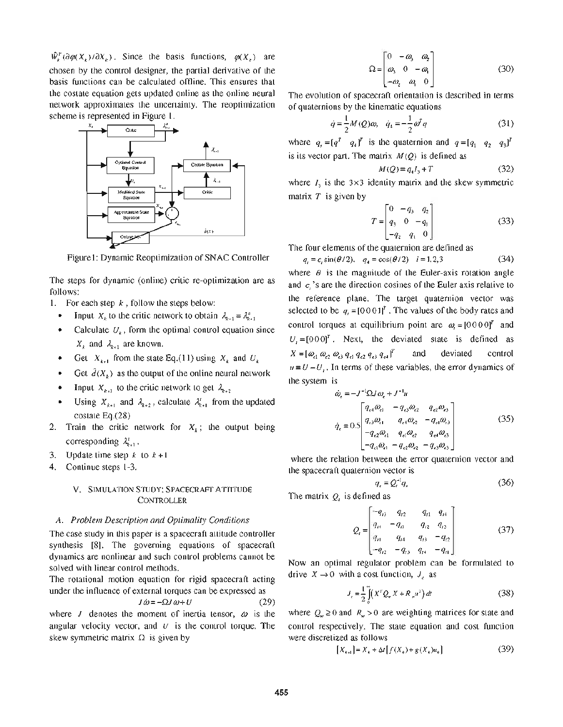$\hat{W}_k^T(\partial\varphi(X_k)/\partial X_k)$. Since the basis functions, $\varphi(X_k)$ are chosen by the control designer, the partial derivative of the basis functions can be calculated offline. This ensures that the costate equation gets updated online as the online neural network approximates the uncertainty. The reoptimization scheme is represented in Figure 1.

Figure1: Dynamic Reoptimization of SNAC Controller

The steps for dynamic (online) critic re-optimization are as follows:

1. For each step $k$, follow the steps below:
   - Input $X_k$ to the critic network to obtain $\lambda_{k+1} = \lambda_{k+1}^a$
   - Calculate $U_k$, form the optimal control equation since $X_k$ and $\lambda_{k+1}$ are known.
   - Get $X_{k+1}$ from the state Eq.(11) using $X_k$ and $U_k$
   - Get $\hat{d}(X_k)$ as the output of the online neural network
   - Input $X_{k+1}$ to the critic network to get $\lambda_{k+2}$
   - Using $X_{k+1}$ and $\lambda_{k+2}$, calculate $\lambda_{k+1}^t$ from the updated costate Eq.(28)
2. Train the critic network for $X_k$; the output being corresponding $\lambda_{k+1}^t$.
3. Update time step $k$ to $k+1$
4. Continue steps 1-3.

## V. Simulation Study: Spacecraft Attitude Controller

### A. Problem Description and Optimality Conditions

The case study in this paper is a spacecraft attitude controller synthesis [8]. The governing equations of spacecraft dynamics are nonlinear and such control problems cannot be solved with linear control methods.

The rotational motion equation for rigid spacecraft acting under the influence of external torques can be expressed as

$$J\dot{\omega} = -\Omega J\omega + U \tag{29}$$

where $J$ denotes the moment of inertia tensor, $\omega$ is the angular velocity vector, and $U$ is the control torque. The skew symmetric matrix $\Omega$ is given by

$$\Omega = \begin{bmatrix} 0 & -\omega_3 & \omega_2 \\ \omega_3 & 0 & -\omega_1 \\ -\omega_2 & \omega_1 & 0 \end{bmatrix} \tag{30}$$

The evolution of spacecraft orientation is described in terms of quaternions by the kinematic equations

$$\dot{q} = \frac{1}{2}M(Q)\omega, \quad \dot{q}_4 = -\frac{1}{2}\omega^T q \tag{31}$$

where $q_s = [q^T \quad q_4]^T$ is the quaternion and $q = [q_1 \quad q_2 \quad q_3]^T$ is its vector part. The matrix $M(Q)$ is defined as

$$M(Q) = q_4 I_3 + T \tag{32}$$

where $I_3$ is the 3×3 identity matrix and the skew symmetric matrix $T$ is given by

$$T = \begin{bmatrix} 0 & -q_3 & q_2 \\ q_3 & 0 & -q_1 \\ -q_2 & q_1 & 0 \end{bmatrix} \tag{33}$$

The four elements of the quaternion are defined as

$$q_i = c_i \sin(\theta/2), \quad q_4 = \cos(\theta/2) \quad i = 1,2,3 \tag{34}$$

where $\theta$ is the magnitude of the Euler-axis rotation angle and $c_i$'s are the direction cosines of the Euler axis relative to the reference plane. The target quaternion vector was selected to be $q_t = [0\,0\,0\,1]^T$. The values of the body rates and control torques at equilibrium point are $\omega_t = [0\,0\,0\,0]^T$ and $U_t = [0\,0\,0]^T$. Next, the deviated state is defined as $X = [\omega_{e1}\ \omega_{e2}\ \omega_{e3}\ q_{e1}\ q_{e2}\ q_{e3}\ q_{e4}]^T$ and deviated control $u \equiv U - U_t$. In terms of these variables, the error dynamics of the system is

$$\dot{\omega}_e = -J^{-1}\Omega J\omega_e + J^{-1}u$$

$$\dot{q}_e = 0.5\begin{bmatrix} q_{e4}\omega_{e1} & -q_{e3}\omega_{e2} & q_{e2}\omega_{e3} \\ q_{e3}\omega_{e1} & q_{e4}\omega_{e2} & -q_{e1}\omega_{e3} \\ -q_{e2}\omega_{e1} & q_{e1}\omega_{e2} & q_{e4}\omega_{e3} \\ -q_{e1}\omega_{e1} & -q_{e2}\omega_{e2} & -q_{e3}\omega_{e3} \end{bmatrix} \tag{35}$$

where the relation between the error quaternion vector and the spacecraft quaternion vector is

$$q_e = Q_t^{-1} q_s \tag{36}$$

The matrix $Q_t$ is defined as

$$Q_t = \begin{bmatrix} -q_{t3} & q_{t2} & q_{t1} & q_{t4} \\ q_{t4} & -q_{t1} & q_{t2} & q_{t3} \\ q_{t1} & q_{t4} & q_{t3} & -q_{t2} \\ -q_{t2} & -q_{t3} & q_{t4} & -q_{t1} \end{bmatrix} \tag{37}$$

Now an optimal regulator problem can be formulated to drive $X \to 0$ with a cost function, $J_c$ as

$$J_c = \frac{1}{2}\int_0^{\infty}\left(X^T Q_w X + R_w u^2\right)dt \tag{38}$$

where $Q_w \geq 0$ and $R_w > 0$ are weighting matrices for state and control respectively. The state equation and cost function were discretized as follows

$$[X_{k+1}] = X_k + \Delta t\left[f(X_k) + g(X_k)u_k\right] \tag{39}$$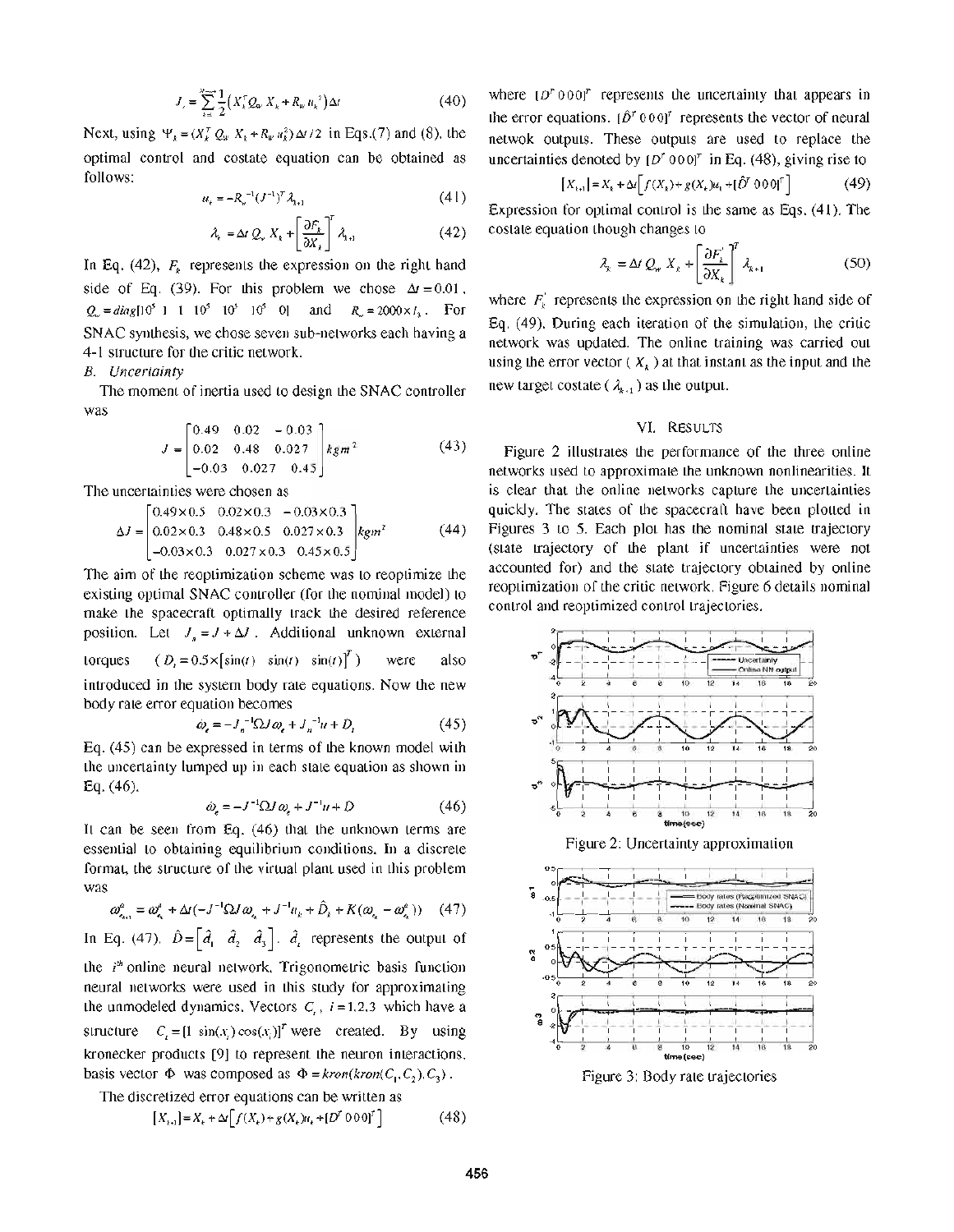$$J_c = \sum_{k=1}^{N\to\infty} \frac{1}{2}\left(X_k^T Q_w X_k + R_w u_k^2\right)\Delta t \tag{40}$$

Next, using $\Psi_k = (X_k^T Q_W X_k + R_W u_k^2)\Delta t/2$ in Eqs.(7) and (8), the optimal control and costate equation can be obtained as follows:

$$u_k = -R_w^{-1}(J^{-1})^T \lambda_{k+1} \tag{41}$$

$$\lambda_k = \Delta t\, Q_w X_k + \left[\frac{\partial F_k}{\partial X_k}\right]^T \lambda_{k+1} \tag{42}$$

In Eq. (42), $F_k$ represents the expression on the right hand side of Eq. (39). For this problem we chose $\Delta t = 0.01$, $Q_w = diag[10^5\ 1\ 1\ 10^5\ 10^5\ 10^5\ 0]$ and $R_w = 2000 \times I_3$. For SNAC synthesis, we chose seven sub-networks each having a 4-1 structure for the critic network.

*B. Uncertainty*

The moment of inertia used to design the SNAC controller was

$$J = \begin{bmatrix} 0.49 & 0.02 & -0.03 \\ 0.02 & 0.48 & 0.027 \\ -0.03 & 0.027 & 0.45 \end{bmatrix} kgm^2 \tag{43}$$

The uncertainties were chosen as

$$\Delta J = \begin{bmatrix} 0.49\times0.5 & 0.02\times0.3 & -0.03\times0.3 \\ 0.02\times0.3 & 0.48\times0.5 & 0.027\times0.3 \\ -0.03\times0.3 & 0.027\times0.3 & 0.45\times0.5 \end{bmatrix} kgm^2 \tag{44}$$

The aim of the reoptimization scheme was to reoptimize the existing optimal SNAC controller (for the nominal model) to make the spacecraft optimally track the desired reference position. Let $J_n = J + \Delta J$. Additional unknown external torques ($D_t = 0.5\times[\sin(t)\ \ \sin(t)\ \ \sin(t)]^T$) were also introduced in the system body rate equations. Now the new body rate error equation becomes

$$\dot{\omega}_e = -J_n^{-1}\Omega J\omega_e + J_n^{-1}u + D_t \tag{45}$$

Eq. (45) can be expressed in terms of the known model with the uncertainty lumped up in each state equation as shown in Eq. (46).

$$\dot{\omega}_e = -J^{-1}\Omega J\omega_e + J^{-1}u + D \tag{46}$$

It can be seen from Eq. (46) that the unknown terms are essential to obtaining equilibrium conditions. In a discrete format, the structure of the virtual plant used in this problem was

$$\omega_{e_{k+1}}^a = \omega_{e_k}^a + \Delta t(-J^{-1}\Omega J\omega_{e_k} + J^{-1}u_k + \hat{D}_t + K(\omega_{e_k} - \omega_{e_k}^a)) \tag{47}$$

In Eq. (47), $\hat{D} = \begin{bmatrix} \hat{d}_1 & \hat{d}_2 & \hat{d}_3 \end{bmatrix}$. $\hat{d}_i$ represents the output of the $i^{th}$ online neural network. Trigonometric basis function neural networks were used in this study for approximating the unmodeled dynamics. Vectors $C_i$, $i = 1,2,3$ which have a structure $C_i = [1\ \sin(x_i)\cos(x_i)]^T$ were created. By using kronecker products [9] to represent the neuron interactions, basis vector $\Phi$ was composed as $\Phi = kron(kron(C_1, C_2), C_3)$.

The discretized error equations can be written as

$$[X_{k+1}] = X_k + \Delta t\left[f(X_k) + g(X_k)u_k + [D^T\ 0\,0\,0]^T\right] \tag{48}$$

where $[D^T\ 0\,0\,0]^T$ represents the uncertainty that appears in the error equations. $[\hat{D}^T\ 0\,0\,0]^T$ represents the vector of neural netwok outputs. These outputs are used to replace the uncertainties denoted by $[D^T\ 0\,0\,0]^T$ in Eq. (48), giving rise to

$$[X_{k+1}] = X_k + \Delta t\left[f(X_k) + g(X_k)u_k + [\hat{D}^T\ 0\,0\,0]^T\right] \tag{49}$$

Expression for optimal control is the same as Eqs. (41). The costate equation though changes to

$$\lambda_k = \Delta t\, Q_w X_k + \left[\frac{\partial F_k^{'}}{\partial X_k}\right]^T \lambda_{k+1} \tag{50}$$

where $F_k^{'}$ represents the expression on the right hand side of Eq. (49). During each iteration of the simulation, the critic network was updated. The online training was carried out using the error vector ($X_k$) at that instant as the input and the new target costate ($\lambda_{k+1}$) as the output.

## VI. Results

Figure 2 illustrates the performance of the three online networks used to approximate the unknown nonlinearities. It is clear that the online networks capture the uncertainties quickly. The states of the spacecraft have been plotted in Figures 3 to 5. Each plot has the nominal state trajectory (state trajectory of the plant if uncertainties were not accounted for) and the state trajectory obtained by online reoptimization of the critic network. Figure 6 details nominal control and reoptimized control trajectories.

Figure 2: Uncertainty approximation

Figure 3: Body rate trajectories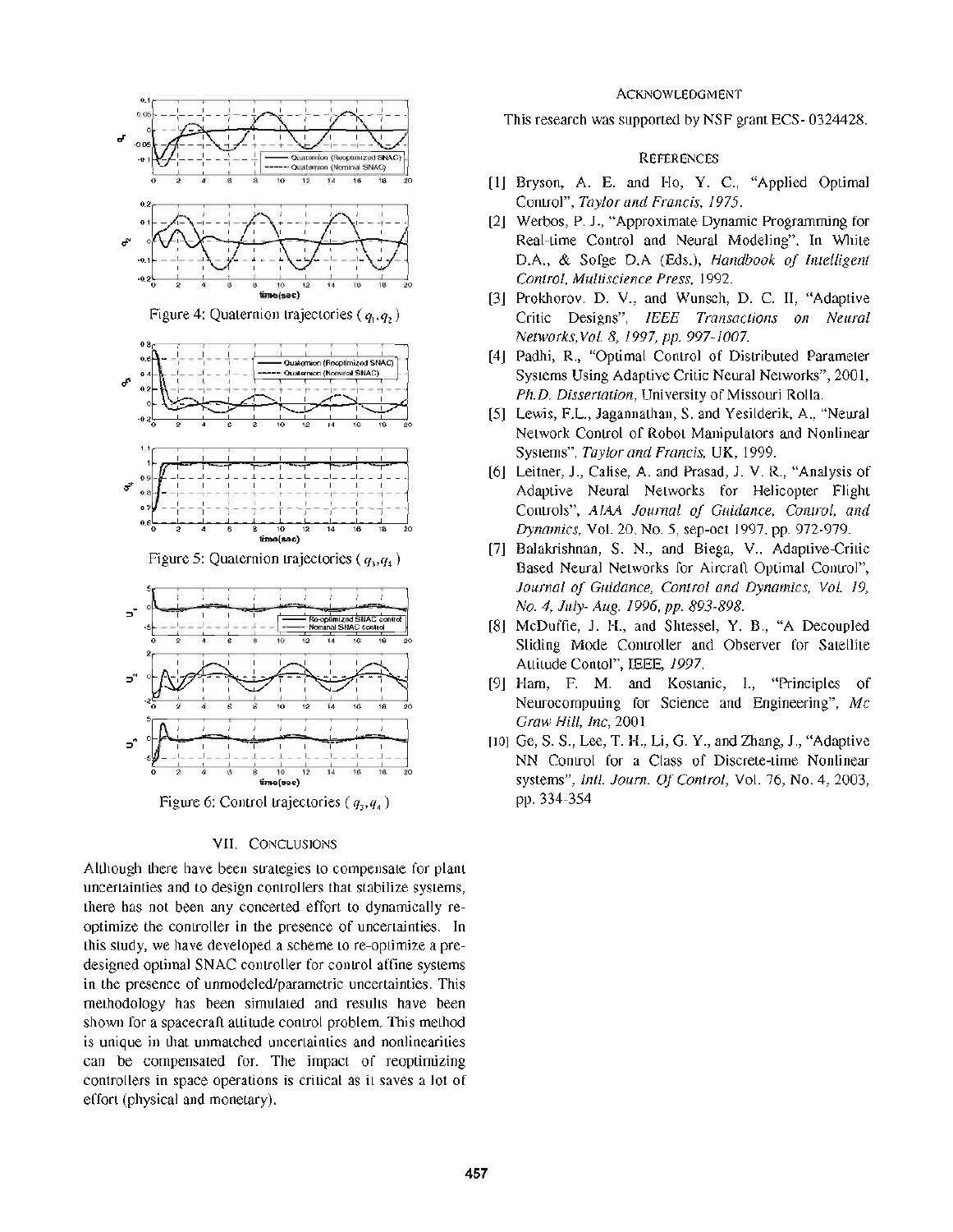0.1
0.05
0
-0.05
-0.1
$q_1$
Quaternion (Reoptimized SNAC)
Quaternion (Nominal SNAC)
0 2 4 6 8 10 12 14 16 18 20

0.2
0.1
0
-0.1
-0.2
$q_2$
0 2 4 6 8 10 12 14 16 18 20
time(sec)

Figure 4: Quaternion trajectories ( $q_1, q_2$ )

0.8
0.6
0.4
0.2
0
-0.2
$q_3$
Quaternion (Reoptimized SNAC)
Quaternion (Nominal SNAC)
0 2 4 6 8 10 12 14 16 18 20

1.1
1
0.9
0.8
0.7
0.6
$q_4$
0 2 4 6 8 10 12 14 16 18 20
time(sec)

Figure 5: Quaternion trajectories ( $q_3, q_4$ )

5
0
-5
$U_1$
Re-optimized SNAC control
Nominal SNAC control
0 2 4 6 8 10 12 14 16 18 20

2
0
-2
$U_2$
0 2 4 6 8 10 12 14 16 18 20

5
0
-5
$U_3$
0 2 4 6 8 10 12 14 16 18 20
time(sec)

Figure 6: Control trajectories ( $q_3, q_4$ )

## VII. Conclusions

Although there have been strategies to compensate for plant uncertainties and to design controllers that stabilize systems, there has not been any concerted effort to dynamically re-optimize the controller in the presence of uncertainties. In this study, we have developed a scheme to re-optimize a pre-designed optimal SNAC controller for control affine systems in the presence of unmodeled/parametric uncertainties. This methodology has been simulated and results have been shown for a spacecraft attitude control problem. This method is unique in that unmatched uncertainties and nonlinearities can be compensated for. The impact of reoptimizing controllers in space operations is critical as it saves a lot of effort (physical and monetary).

## Acknowledgment

This research was supported by NSF grant ECS- 0324428.

## References

[1] Bryson, A. E. and Ho, Y. C., "Applied Optimal Control", *Taylor and Francis, 1975.*

[2] Werbos, P. J., "Approximate Dynamic Programming for Real-time Control and Neural Modeling". In White D.A., & Sofge D.A (Eds.), *Handbook of Intelligent Control, Multiscience Press*, 1992.

[3] Prokhorov. D. V., and Wunsch, D. C. II, "Adaptive Critic Designs", *IEEE Transactions on Neural Networks,Vol. 8, 1997, pp. 997-1007.*

[4] Padhi, R., "Optimal Control of Distributed Parameter Systems Using Adaptive Critic Neural Networks", 2001, *Ph.D. Dissertation*, University of Missouri Rolla.

[5] Lewis, F.L., Jagannathan, S. and Yesilderik, A., "Neural Network Control of Robot Manipulators and Nonlinear Systems", *Taylor and Francis*, UK, 1999.

[6] Leitner, J., Calise, A. and Prasad, J. V. R., "Analysis of Adaptive Neural Networks for Helicopter Flight Controls", *AIAA Journal of Guidance, Control, and Dynamics*, Vol. 20, No. 5, sep-oct 1997, pp. 972-979.

[7] Balakrishnan, S. N., and Biega, V., Adaptive-Critic Based Neural Networks for Aircraft Optimal Control", *Journal of Guidance, Control and Dynamics, Vol. 19, No. 4, July- Aug. 1996, pp. 893-898.*

[8] McDuffie, J. H., and Shtessel, Y. B., "A Decoupled Sliding Mode Controller and Observer for Satellite Attitude Contol", IEEE, *1997.*

[9] Ham, F. M. and Kostanic, I., "Principles of Neurocomputing for Science and Engineering", *Mc Graw Hill, Inc*, 2001

[10] Ge, S. S., Lee, T. H., Li, G. Y., and Zhang, J., "Adaptive NN Control for a Class of Discrete-time Nonlinear systems", *Intl. Journ. Of Control*, Vol. 76, No. 4, 2003, pp. 334-354